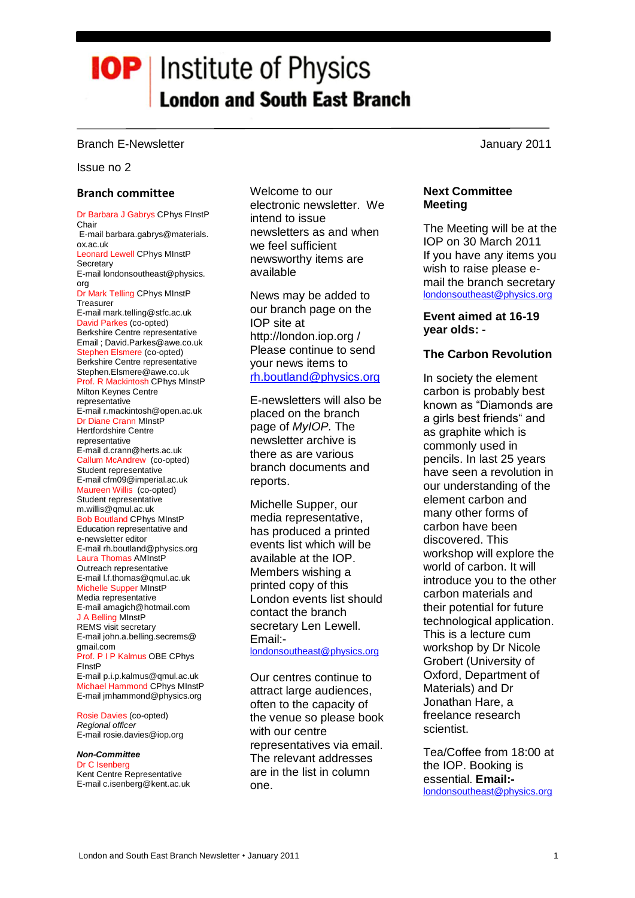# Institute of Physics
## London and South East Branch

Branch E-Newsletter

January 2011

Issue no 2

### Branch committee

Dr Barbara J Gabrys CPhys FInstP
Chair
E-mail barbara.gabrys@materials.ox.ac.uk

Leonard Lewell CPhys MInstP
Secretary
E-mail londonsoutheast@physics.org

Dr Mark Telling CPhys MInstP
Treasurer
E-mail mark.telling@stfc.ac.uk

David Parkes (co-opted)
Berkshire Centre representative
Email ; David.Parkes@awe.co.uk

Stephen Elsmere (co-opted)
Berkshire Centre representative
Stephen.Elsmere@awe.co.uk

Prof. R Mackintosh CPhys MInstP
Milton Keynes Centre representative
E-mail r.mackintosh@open.ac.uk

Dr Diane Crann MInstP
Hertfordshire Centre representative
E-mail d.crann@herts.ac.uk

Callum McAndrew (co-opted)
Student representative
E-mail cfm09@imperial.ac.uk

Maureen Willis (co-opted)
Student representative
m.willis@qmul.ac.uk

Bob Boutland CPhys MInstP
Education representative and e-newsletter editor
E-mail rh.boutland@physics.org

Laura Thomas AMInstP
Outreach representative
E-mail l.f.thomas@qmul.ac.uk

Michelle Supper MInstP
Media representative
E-mail amagich@hotmail.com

J A Belling MInstP
REMS visit secretary
E-mail john.a.belling.secrems@gmail.com

Prof. P I P Kalmus OBE CPhys FInstP
E-mail p.i.p.kalmus@qmul.ac.uk

Michael Hammond CPhys MInstP
E-mail jmhammond@physics.org

Rosie Davies (co-opted)
*Regional officer*
E-mail rosie.davies@iop.org

***Non-Committee***

Dr C Isenberg
Kent Centre Representative
E-mail c.isenberg@kent.ac.uk

Welcome to our electronic newsletter. We intend to issue newsletters as and when we feel sufficient newsworthy items are available

News may be added to our branch page on the IOP site at http://london.iop.org / Please continue to send your news items to rh.boutland@physics.org

E-newsletters will also be placed on the branch page of *MyIOP.* The newsletter archive is there as are various branch documents and reports.

Michelle Supper, our media representative, has produced a printed events list which will be available at the IOP. Members wishing a printed copy of this London events list should contact the branch secretary Len Lewell. Email:- londonsoutheast@physics.org

Our centres continue to attract large audiences, often to the capacity of the venue so please book with our centre representatives via email. The relevant addresses are in the list in column one.

### Next Committee Meeting

The Meeting will be at the IOP on 30 March 2011 If you have any items you wish to raise please e-mail the branch secretary londonsoutheast@physics.org

### Event aimed at 16-19 year olds: -

### The Carbon Revolution

In society the element carbon is probably best known as "Diamonds are a girls best friends" and as graphite which is commonly used in pencils. In last 25 years have seen a revolution in our understanding of the element carbon and many other forms of carbon have been discovered. This workshop will explore the world of carbon. It will introduce you to the other carbon materials and their potential for future technological application. This is a lecture cum workshop by Dr Nicole Grobert (University of Oxford, Department of Materials) and Dr Jonathan Hare, a freelance research scientist.

Tea/Coffee from 18:00 at the IOP. Booking is essential. **Email:-** londonsoutheast@physics.org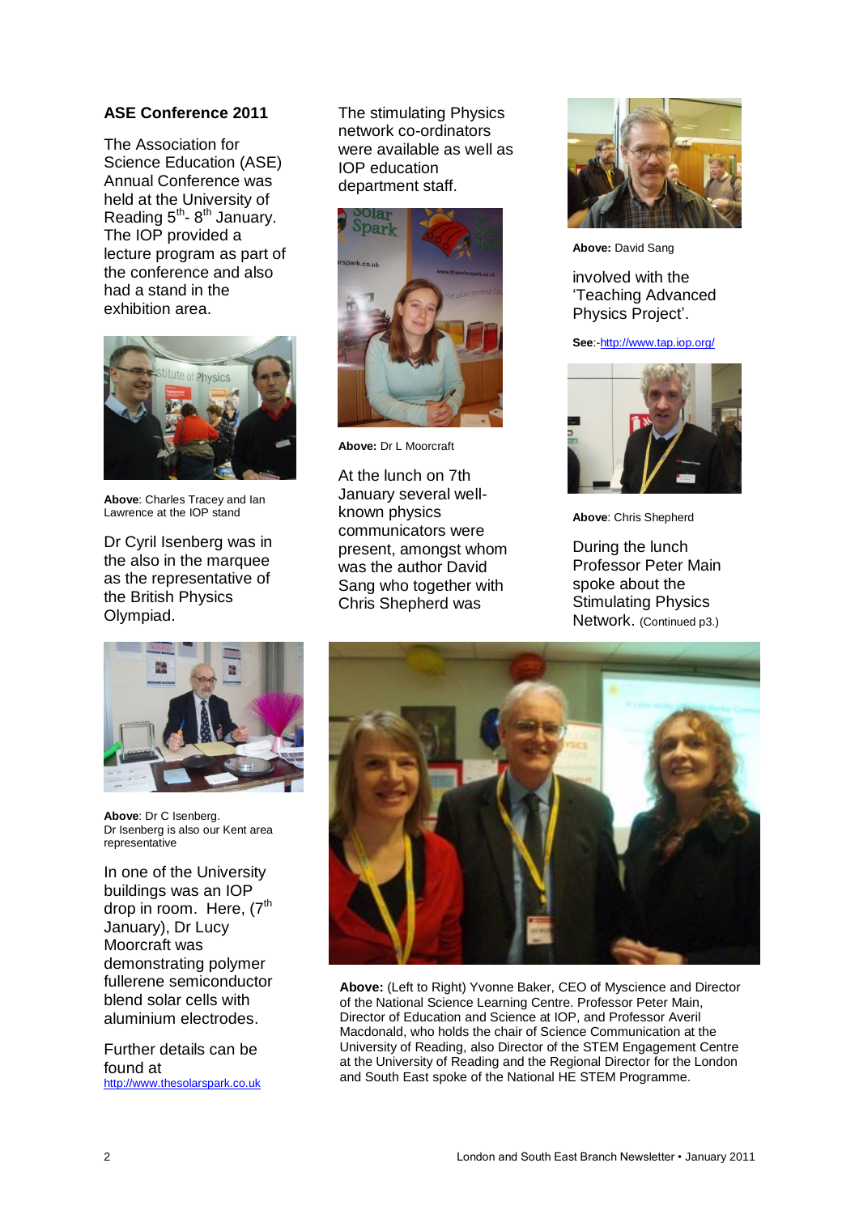## ASE Conference 2011

The Association for Science Education (ASE) Annual Conference was held at the University of Reading 5th- 8th January. The IOP provided a lecture program as part of the conference and also had a stand in the exhibition area.

**Above**: Charles Tracey and Ian Lawrence at the IOP stand

Dr Cyril Isenberg was in the also in the marquee as the representative of the British Physics Olympiad.

**Above**: Dr C Isenberg.
Dr Isenberg is also our Kent area representative

In one of the University buildings was an IOP drop in room. Here, (7th January), Dr Lucy Moorcraft was demonstrating polymer fullerene semiconductor blend solar cells with aluminium electrodes.

Further details can be found at http://www.thesolarspark.co.uk

The stimulating Physics network co-ordinators were available as well as IOP education department staff.

**Above:** Dr L Moorcraft

At the lunch on 7th January several well-known physics communicators were present, amongst whom was the author David Sang who together with Chris Shepherd was

**Above:** David Sang

involved with the 'Teaching Advanced Physics Project'.

**See**:-http://www.tap.iop.org/

**Above**: Chris Shepherd

During the lunch Professor Peter Main spoke about the Stimulating Physics Network. (Continued p3.)

**Above:** (Left to Right) Yvonne Baker, CEO of Myscience and Director of the National Science Learning Centre. Professor Peter Main, Director of Education and Science at IOP, and Professor Averil Macdonald, who holds the chair of Science Communication at the University of Reading, also Director of the STEM Engagement Centre at the University of Reading and the Regional Director for the London and South East spoke of the National HE STEM Programme.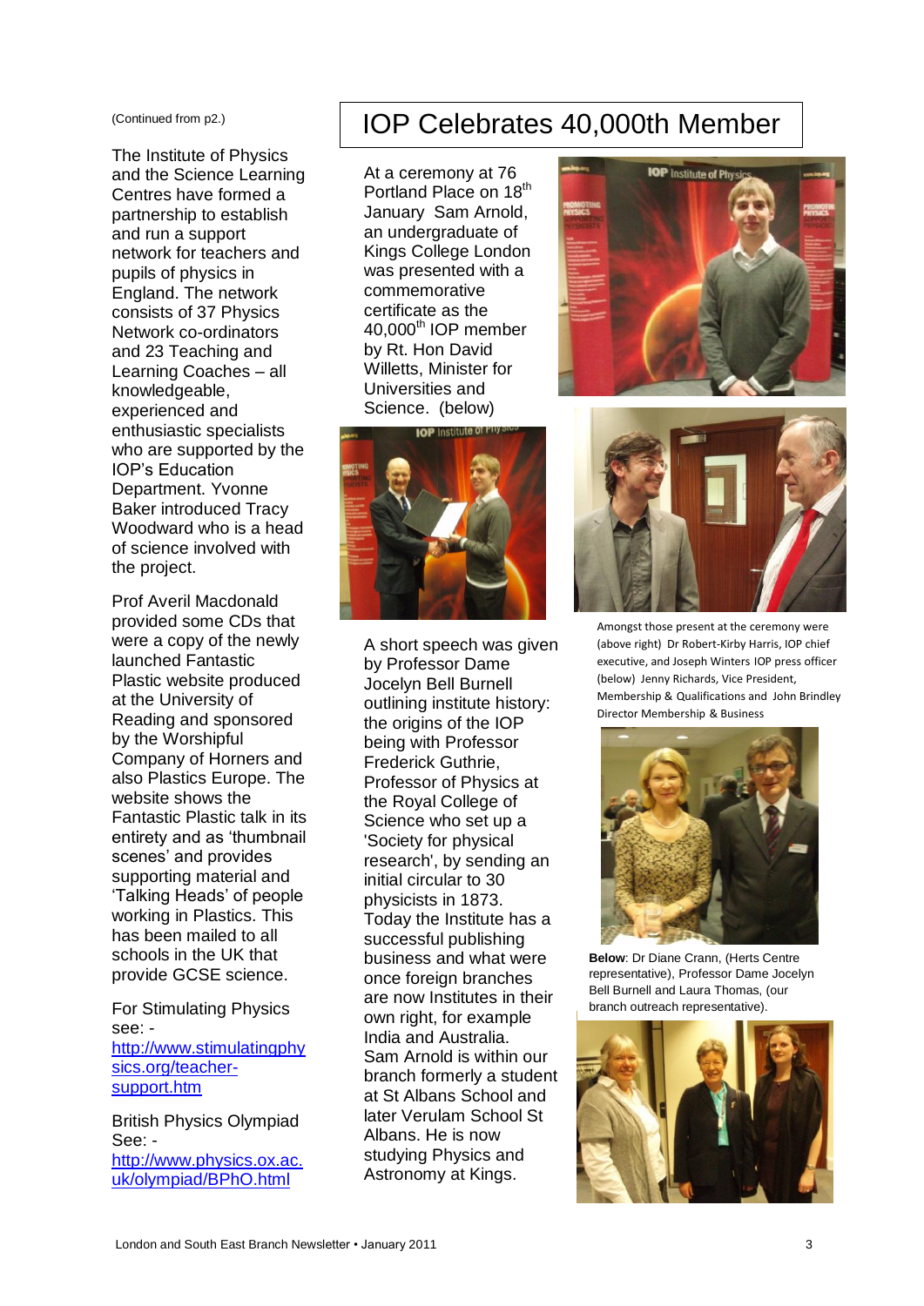(Continued from p2.)

The Institute of Physics and the Science Learning Centres have formed a partnership to establish and run a support network for teachers and pupils of physics in England. The network consists of 37 Physics Network co-ordinators and 23 Teaching and Learning Coaches – all knowledgeable, experienced and enthusiastic specialists who are supported by the IOP's Education Department. Yvonne Baker introduced Tracy Woodward who is a head of science involved with the project.

Prof Averil Macdonald provided some CDs that were a copy of the newly launched Fantastic Plastic website produced at the University of Reading and sponsored by the Worshipful Company of Horners and also Plastics Europe. The website shows the Fantastic Plastic talk in its entirety and as 'thumbnail scenes' and provides supporting material and 'Talking Heads' of people working in Plastics. This has been mailed to all schools in the UK that provide GCSE science.

For Stimulating Physics see: - http://www.stimulatingphysics.org/teacher-support.htm

British Physics Olympiad See: - http://www.physics.ox.ac.uk/olympiad/BPhO.html

# IOP Celebrates 40,000th Member

At a ceremony at 76 Portland Place on 18th January Sam Arnold, an undergraduate of Kings College London was presented with a commemorative certificate as the 40,000th IOP member by Rt. Hon David Willetts, Minister for Universities and Science. (below)

A short speech was given by Professor Dame Jocelyn Bell Burnell outlining institute history: the origins of the IOP being with Professor Frederick Guthrie, Professor of Physics at the Royal College of Science who set up a 'Society for physical research', by sending an initial circular to 30 physicists in 1873. Today the Institute has a successful publishing business and what were once foreign branches are now Institutes in their own right, for example India and Australia. Sam Arnold is within our branch formerly a student at St Albans School and later Verulam School St Albans. He is now studying Physics and Astronomy at Kings.

Amongst those present at the ceremony were (above right) Dr Robert-Kirby Harris, IOP chief executive, and Joseph Winters IOP press officer (below) Jenny Richards, Vice President, Membership & Qualifications and John Brindley Director Membership & Business

**Below**: Dr Diane Crann, (Herts Centre representative), Professor Dame Jocelyn Bell Burnell and Laura Thomas, (our branch outreach representative).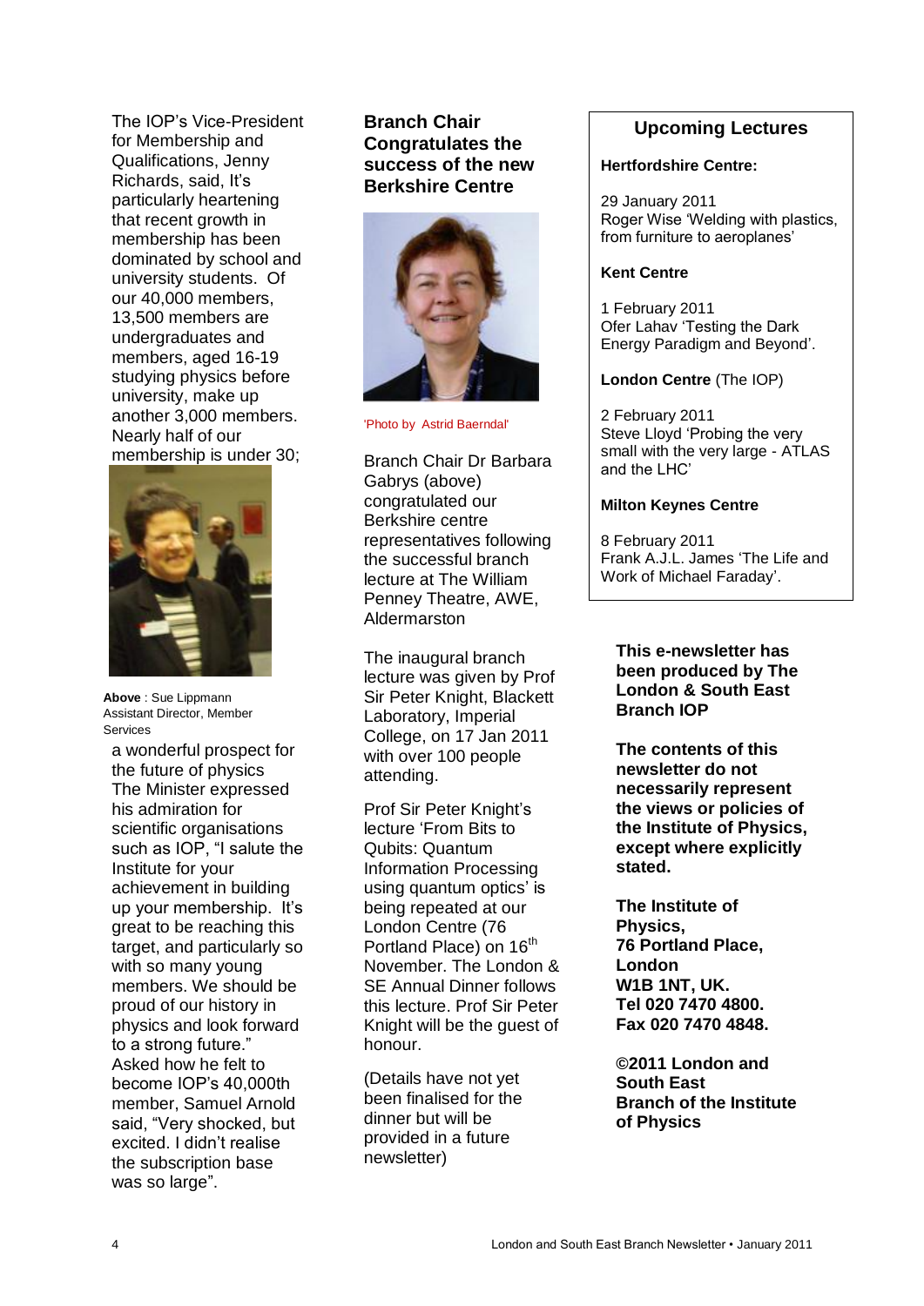The IOP's Vice-President for Membership and Qualifications, Jenny Richards, said, It's particularly heartening that recent growth in membership has been dominated by school and university students. Of our 40,000 members, 13,500 members are undergraduates and members, aged 16-19 studying physics before university, make up another 3,000 members. Nearly half of our membership is under 30;

**Above** : Sue Lippmann Assistant Director, Member Services

a wonderful prospect for the future of physics The Minister expressed his admiration for scientific organisations such as IOP, "I salute the Institute for your achievement in building up your membership. It's great to be reaching this target, and particularly so with so many young members. We should be proud of our history in physics and look forward to a strong future." Asked how he felt to become IOP's 40,000th member, Samuel Arnold said, "Very shocked, but excited. I didn't realise the subscription base was so large".

## Branch Chair Congratulates the success of the new Berkshire Centre

'Photo by Astrid Baerndal'

Branch Chair Dr Barbara Gabrys (above) congratulated our Berkshire centre representatives following the successful branch lecture at The William Penney Theatre, AWE, Aldermarston

The inaugural branch lecture was given by Prof Sir Peter Knight, Blackett Laboratory, Imperial College, on 17 Jan 2011 with over 100 people attending.

Prof Sir Peter Knight's lecture 'From Bits to Qubits: Quantum Information Processing using quantum optics' is being repeated at our London Centre (76 Portland Place) on 16th November. The London & SE Annual Dinner follows this lecture. Prof Sir Peter Knight will be the guest of honour.

(Details have not yet been finalised for the dinner but will be provided in a future newsletter)

## Upcoming Lectures

**Hertfordshire Centre:**

29 January 2011
Roger Wise 'Welding with plastics, from furniture to aeroplanes'

**Kent Centre**

1 February 2011
Ofer Lahav 'Testing the Dark Energy Paradigm and Beyond'.

**London Centre** (The IOP)

2 February 2011
Steve Lloyd 'Probing the very small with the very large - ATLAS and the LHC'

**Milton Keynes Centre**

8 February 2011
Frank A.J.L. James 'The Life and Work of Michael Faraday'.

**This e-newsletter has been produced by The London & South East Branch IOP**

**The contents of this newsletter do not necessarily represent the views or policies of the Institute of Physics, except where explicitly stated.**

**The Institute of Physics,**
**76 Portland Place,**
**London**
**W1B 1NT, UK.**
**Tel 020 7470 4800.**
**Fax 020 7470 4848.**

**©2011 London and South East Branch of the Institute of Physics**